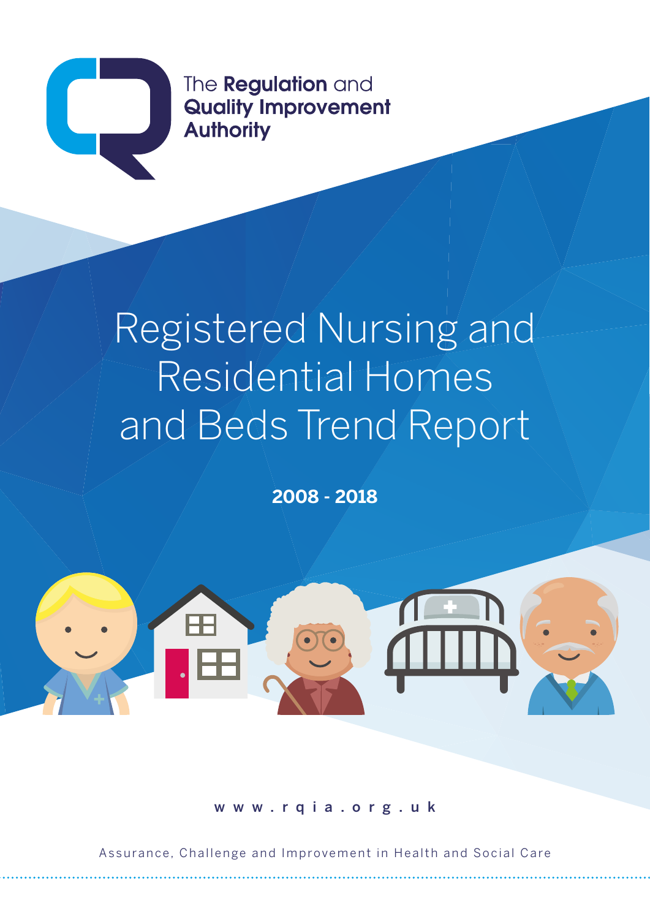The **Regulation** and
**Quality Improvement**
**Authority**

# Registered Nursing and Residential Homes and Beds Trend Report

**2008 - 2018**

w w w . r q i a . o r g . u k

Assurance, Challenge and Improvement in Health and Social Care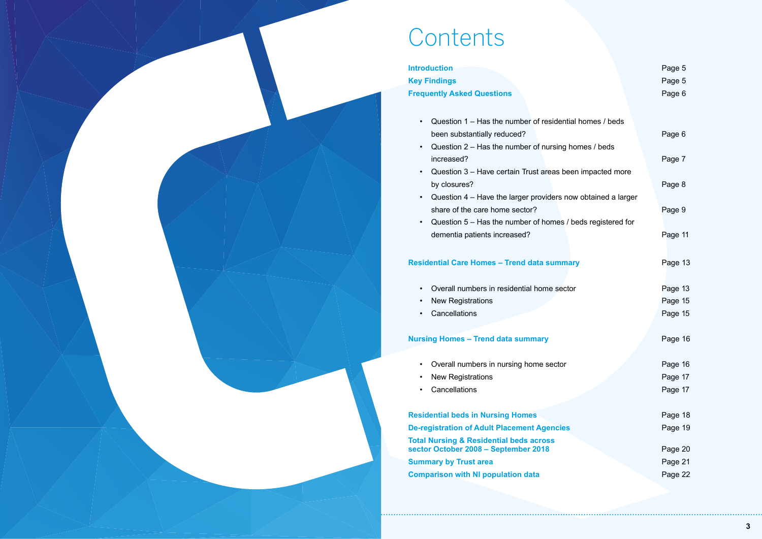# Contents

| | |
|---|---|
| **Introduction** | Page 5 |
| **Key Findings** | Page 5 |
| **Frequently Asked Questions** | Page 6 |
| • Question 1 – Has the number of residential homes / beds been substantially reduced? | Page 6 |
| • Question 2 – Has the number of nursing homes / beds increased? | Page 7 |
| • Question 3 – Have certain Trust areas been impacted more by closures? | Page 8 |
| • Question 4 – Have the larger providers now obtained a larger share of the care home sector? | Page 9 |
| • Question 5 – Has the number of homes / beds registered for dementia patients increased? | Page 11 |
| **Residential Care Homes – Trend data summary** | Page 13 |
| • Overall numbers in residential home sector | Page 13 |
| • New Registrations | Page 15 |
| • Cancellations | Page 15 |
| **Nursing Homes – Trend data summary** | Page 16 |
| • Overall numbers in nursing home sector | Page 16 |
| • New Registrations | Page 17 |
| • Cancellations | Page 17 |
| **Residential beds in Nursing Homes** | Page 18 |
| **De-registration of Adult Placement Agencies** | Page 19 |
| **Total Nursing & Residential beds across sector October 2008 – September 2018** | Page 20 |
| **Summary by Trust area** | Page 21 |
| **Comparison with NI population data** | Page 22 |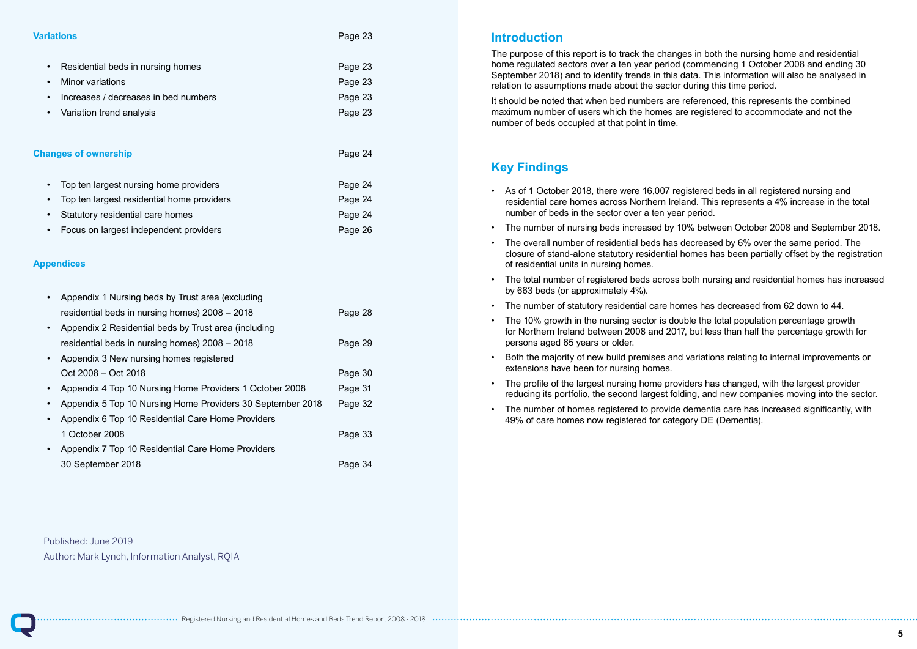**Variations** Page 23

- Residential beds in nursing homes Page 23
- Minor variations Page 23
- Increases / decreases in bed numbers Page 23
- Variation trend analysis Page 23

**Changes of ownership** Page 24

- Top ten largest nursing home providers Page 24
- Top ten largest residential home providers Page 24
- Statutory residential care homes Page 24
- Focus on largest independent providers Page 26

**Appendices**

- Appendix 1 Nursing beds by Trust area (excluding residential beds in nursing homes) 2008 – 2018 Page 28
- Appendix 2 Residential beds by Trust area (including residential beds in nursing homes) 2008 – 2018 Page 29
- Appendix 3 New nursing homes registered Oct 2008 – Oct 2018 Page 30
- Appendix 4 Top 10 Nursing Home Providers 1 October 2008 Page 31
- Appendix 5 Top 10 Nursing Home Providers 30 September 2018 Page 32
- Appendix 6 Top 10 Residential Care Home Providers 1 October 2008 Page 33
- Appendix 7 Top 10 Residential Care Home Providers 30 September 2018 Page 34

Published: June 2019
Author: Mark Lynch, Information Analyst, RQIA

## Introduction

The purpose of this report is to track the changes in both the nursing home and residential home regulated sectors over a ten year period (commencing 1 October 2008 and ending 30 September 2018) and to identify trends in this data. This information will also be analysed in relation to assumptions made about the sector during this time period.

It should be noted that when bed numbers are referenced, this represents the combined maximum number of users which the homes are registered to accommodate and not the number of beds occupied at that point in time.

## Key Findings

- As of 1 October 2018, there were 16,007 registered beds in all registered nursing and residential care homes across Northern Ireland. This represents a 4% increase in the total number of beds in the sector over a ten year period.
- The number of nursing beds increased by 10% between October 2008 and September 2018.
- The overall number of residential beds has decreased by 6% over the same period. The closure of stand-alone statutory residential homes has been partially offset by the registration of residential units in nursing homes.
- The total number of registered beds across both nursing and residential homes has increased by 663 beds (or approximately 4%).
- The number of statutory residential care homes has decreased from 62 down to 44.
- The 10% growth in the nursing sector is double the total population percentage growth for Northern Ireland between 2008 and 2017, but less than half the percentage growth for persons aged 65 years or older.
- Both the majority of new build premises and variations relating to internal improvements or extensions have been for nursing homes.
- The profile of the largest nursing home providers has changed, with the largest provider reducing its portfolio, the second largest folding, and new companies moving into the sector.
- The number of homes registered to provide dementia care has increased significantly, with 49% of care homes now registered for category DE (Dementia).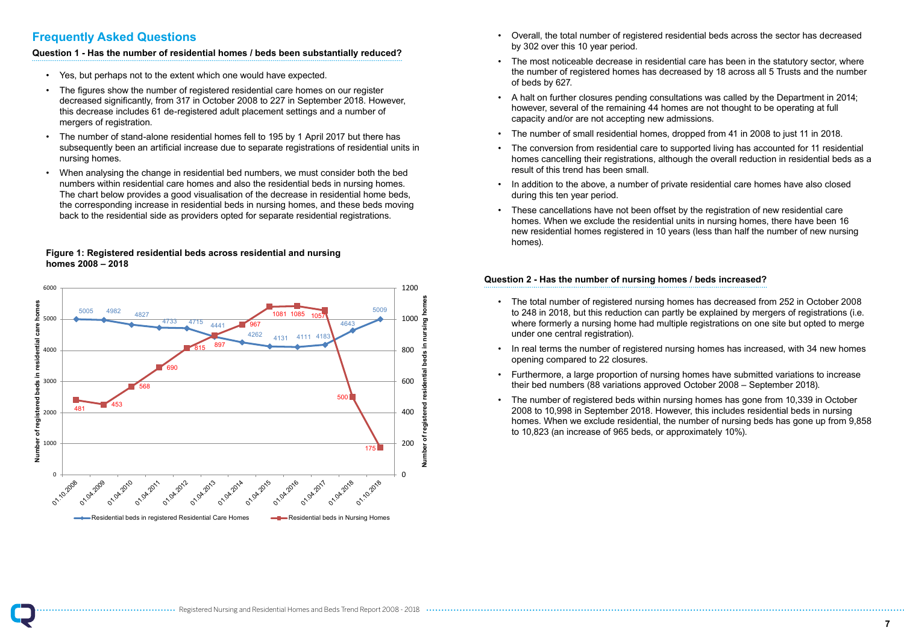## Frequently Asked Questions

**Question 1 - Has the number of residential homes / beds been substantially reduced?**

- Yes, but perhaps not to the extent which one would have expected.
- The figures show the number of registered residential care homes on our register decreased significantly, from 317 in October 2008 to 227 in September 2018. However, this decrease includes 61 de-registered adult placement settings and a number of mergers of registration.
- The number of stand-alone residential homes fell to 195 by 1 April 2017 but there has subsequently been an artificial increase due to separate registrations of residential units in nursing homes.
- When analysing the change in residential bed numbers, we must consider both the bed numbers within residential care homes and also the residential beds in nursing homes. The chart below provides a good visualisation of the decrease in residential home beds, the corresponding increase in residential beds in nursing homes, and these beds moving back to the residential side as providers opted for separate residential registrations.

**Figure 1: Registered residential beds across residential and nursing homes 2008 – 2018**

| Date | Residential beds in registered Residential Care Homes | Residential beds in Nursing Homes |
|---|---|---|
| 01.10.2008 | 5005 | 481 |
| 01.04.2009 | 4982 | 453 |
| 01.04.2010 | 4827 | 568 |
| 01.04.2011 | 4733 | 690 |
| 01.04.2012 | 4715 | 815 |
| 01.04.2013 | 4441 | 897 |
| 01.04.2014 | 4262 | 967 |
| 01.04.2015 | 4131 | 1081 |
| 01.04.2016 | 4111 | 1085 |
| 01.04.2017 | 4183 | 1057 |
| 01.04.2018 | 4643 | 500 |
| 01.10.2018 | 5009 | 175 |

- Overall, the total number of registered residential beds across the sector has decreased by 302 over this 10 year period.
- The most noticeable decrease in residential care has been in the statutory sector, where the number of registered homes has decreased by 18 across all 5 Trusts and the number of beds by 627.
- A halt on further closures pending consultations was called by the Department in 2014; however, several of the remaining 44 homes are not thought to be operating at full capacity and/or are not accepting new admissions.
- The number of small residential homes, dropped from 41 in 2008 to just 11 in 2018.
- The conversion from residential care to supported living has accounted for 11 residential homes cancelling their registrations, although the overall reduction in residential beds as a result of this trend has been small.
- In addition to the above, a number of private residential care homes have also closed during this ten year period.
- These cancellations have not been offset by the registration of new residential care homes. When we exclude the residential units in nursing homes, there have been 16 new residential homes registered in 10 years (less than half the number of new nursing homes).

**Question 2 - Has the number of nursing homes / beds increased?**

- The total number of registered nursing homes has decreased from 252 in October 2008 to 248 in 2018, but this reduction can partly be explained by mergers of registrations (i.e. where formerly a nursing home had multiple registrations on one site but opted to merge under one central registration).
- In real terms the number of registered nursing homes has increased, with 34 new homes opening compared to 22 closures.
- Furthermore, a large proportion of nursing homes have submitted variations to increase their bed numbers (88 variations approved October 2008 – September 2018).
- The number of registered beds within nursing homes has gone from 10,339 in October 2008 to 10,998 in September 2018. However, this includes residential beds in nursing homes. When we exclude residential, the number of nursing beds has gone up from 9,858 to 10,823 (an increase of 965 beds, or approximately 10%).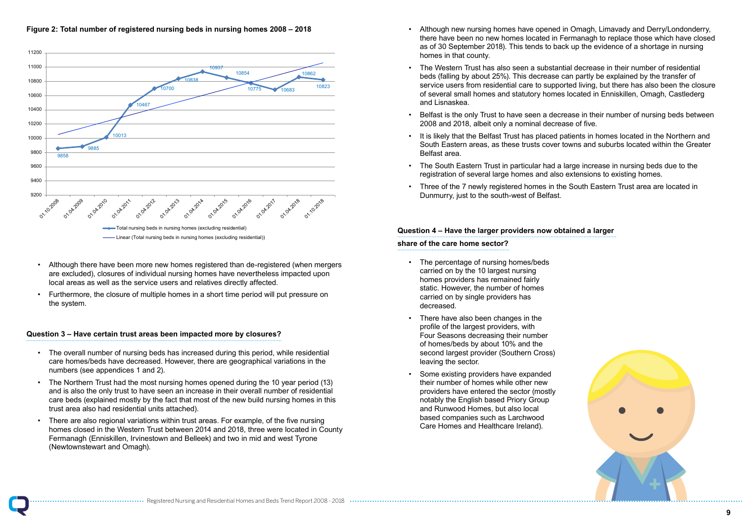**Figure 2: Total number of registered nursing beds in nursing homes 2008 – 2018**

| Date | Total nursing beds in nursing homes (excluding residential) |
|---|---|
| 01.10.2008 | 9858 |
| 01.04.2009 | 9885 |
| 01.04.2010 | 10013 |
| 01.04.2011 | 10467 |
| 01.04.2012 | 10700 |
| 01.04.2013 | 10838 |
| 01.04.2014 | 10937 |
| 01.04.2015 | 10854 |
| 01.04.2016 | 10775 |
| 01.04.2017 | 10683 |
| 01.04.2018 | 10862 |
| 01.10.2018 | 10823 |

Total nursing beds in nursing homes (excluding residential)
Linear (Total nursing beds in nursing homes (excluding residential))

- Although there have been more new homes registered than de-registered (when mergers are excluded), closures of individual nursing homes have nevertheless impacted upon local areas as well as the service users and relatives directly affected.
- Furthermore, the closure of multiple homes in a short time period will put pressure on the system.

### Question 3 – Have certain trust areas been impacted more by closures?

- The overall number of nursing beds has increased during this period, while residential care homes/beds have decreased. However, there are geographical variations in the numbers (see appendices 1 and 2).
- The Northern Trust had the most nursing homes opened during the 10 year period (13) and is also the only trust to have seen an increase in their overall number of residential care beds (explained mostly by the fact that most of the new build nursing homes in this trust area also had residential units attached).
- There are also regional variations within trust areas. For example, of the five nursing homes closed in the Western Trust between 2014 and 2018, three were located in County Fermanagh (Enniskillen, Irvinestown and Belleek) and two in mid and west Tyrone (Newtownstewart and Omagh).
- Although new nursing homes have opened in Omagh, Limavady and Derry/Londonderry, there have been no new homes located in Fermanagh to replace those which have closed as of 30 September 2018). This tends to back up the evidence of a shortage in nursing homes in that county.
- The Western Trust has also seen a substantial decrease in their number of residential beds (falling by about 25%). This decrease can partly be explained by the transfer of service users from residential care to supported living, but there has also been the closure of several small homes and statutory homes located in Enniskillen, Omagh, Castlederg and Lisnaskea.
- Belfast is the only Trust to have seen a decrease in their number of nursing beds between 2008 and 2018, albeit only a nominal decrease of five.
- It is likely that the Belfast Trust has placed patients in homes located in the Northern and South Eastern areas, as these trusts cover towns and suburbs located within the Greater Belfast area.
- The South Eastern Trust in particular had a large increase in nursing beds due to the registration of several large homes and also extensions to existing homes.
- Three of the 7 newly registered homes in the South Eastern Trust area are located in Dunmurry, just to the south-west of Belfast.

### Question 4 – Have the larger providers now obtained a larger share of the care home sector?

- The percentage of nursing homes/beds carried on by the 10 largest nursing homes providers has remained fairly static. However, the number of homes carried on by single providers has decreased.
- There have also been changes in the profile of the largest providers, with Four Seasons decreasing their number of homes/beds by about 10% and the second largest provider (Southern Cross) leaving the sector.
- Some existing providers have expanded their number of homes while other new providers have entered the sector (mostly notably the English based Priory Group and Runwood Homes, but also local based companies such as Larchwood Care Homes and Healthcare Ireland).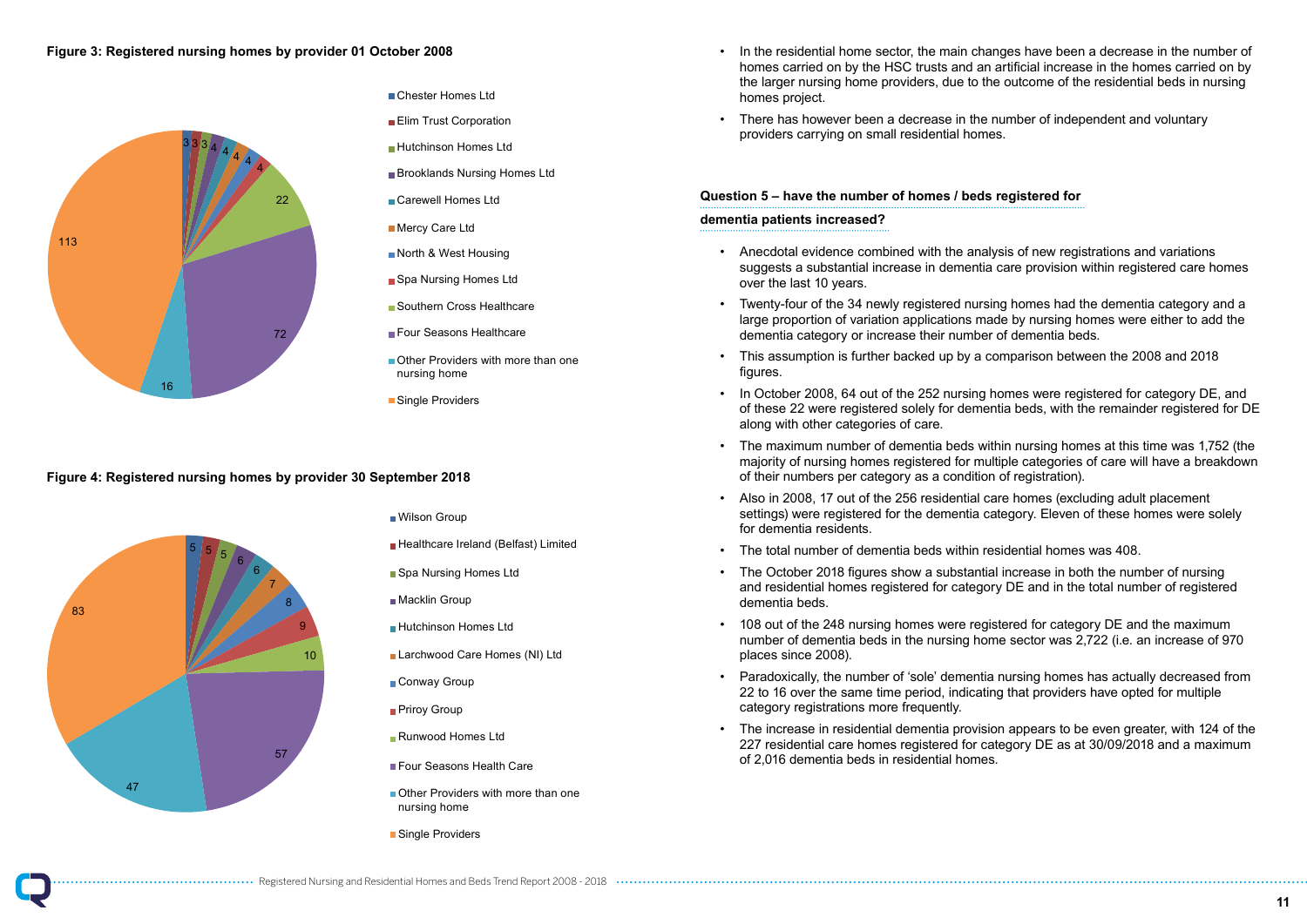**Figure 3: Registered nursing homes by provider 01 October 2008**

| Provider | Number of nursing homes |
|---|---|
| Chester Homes Ltd | 3 |
| Elim Trust Corporation | 3 |
| Hutchinson Homes Ltd | 3 |
| Brooklands Nursing Homes Ltd | 4 |
| Carewell Homes Ltd | 4 |
| Mercy Care Ltd | 4 |
| North & West Housing | 4 |
| Spa Nursing Homes Ltd | 4 |
| Southern Cross Healthcare | 22 |
| Four Seasons Healthcare | 72 |
| Other Providers with more than one nursing home | 16 |
| Single Providers | 113 |

**Figure 4: Registered nursing homes by provider 30 September 2018**

| Provider | Number of nursing homes |
|---|---|
| Wilson Group | 5 |
| Healthcare Ireland (Belfast) Limited | 5 |
| Spa Nursing Homes Ltd | 5 |
| Macklin Group | 6 |
| Hutchinson Homes Ltd | 6 |
| Larchwood Care Homes (NI) Ltd | 7 |
| Conway Group | 8 |
| Priroy Group | 9 |
| Runwood Homes Ltd | 10 |
| Four Seasons Health Care | 57 |
| Other Providers with more than one nursing home | 47 |
| Single Providers | 83 |

- In the residential home sector, the main changes have been a decrease in the number of homes carried on by the HSC trusts and an artificial increase in the homes carried on by the larger nursing home providers, due to the outcome of the residential beds in nursing homes project.
- There has however been a decrease in the number of independent and voluntary providers carrying on small residential homes.

**Question 5 – have the number of homes / beds registered for dementia patients increased?**

- Anecdotal evidence combined with the analysis of new registrations and variations suggests a substantial increase in dementia care provision within registered care homes over the last 10 years.
- Twenty-four of the 34 newly registered nursing homes had the dementia category and a large proportion of variation applications made by nursing homes were either to add the dementia category or increase their number of dementia beds.
- This assumption is further backed up by a comparison between the 2008 and 2018 figures.
- In October 2008, 64 out of the 252 nursing homes were registered for category DE, and of these 22 were registered solely for dementia beds, with the remainder registered for DE along with other categories of care.
- The maximum number of dementia beds within nursing homes at this time was 1,752 (the majority of nursing homes registered for multiple categories of care will have a breakdown of their numbers per category as a condition of registration).
- Also in 2008, 17 out of the 256 residential care homes (excluding adult placement settings) were registered for the dementia category. Eleven of these homes were solely for dementia residents.
- The total number of dementia beds within residential homes was 408.
- The October 2018 figures show a substantial increase in both the number of nursing and residential homes registered for category DE and in the total number of registered dementia beds.
- 108 out of the 248 nursing homes were registered for category DE and the maximum number of dementia beds in the nursing home sector was 2,722 (i.e. an increase of 970 places since 2008).
- Paradoxically, the number of 'sole' dementia nursing homes has actually decreased from 22 to 16 over the same time period, indicating that providers have opted for multiple category registrations more frequently.
- The increase in residential dementia provision appears to be even greater, with 124 of the 227 residential care homes registered for category DE as at 30/09/2018 and a maximum of 2,016 dementia beds in residential homes.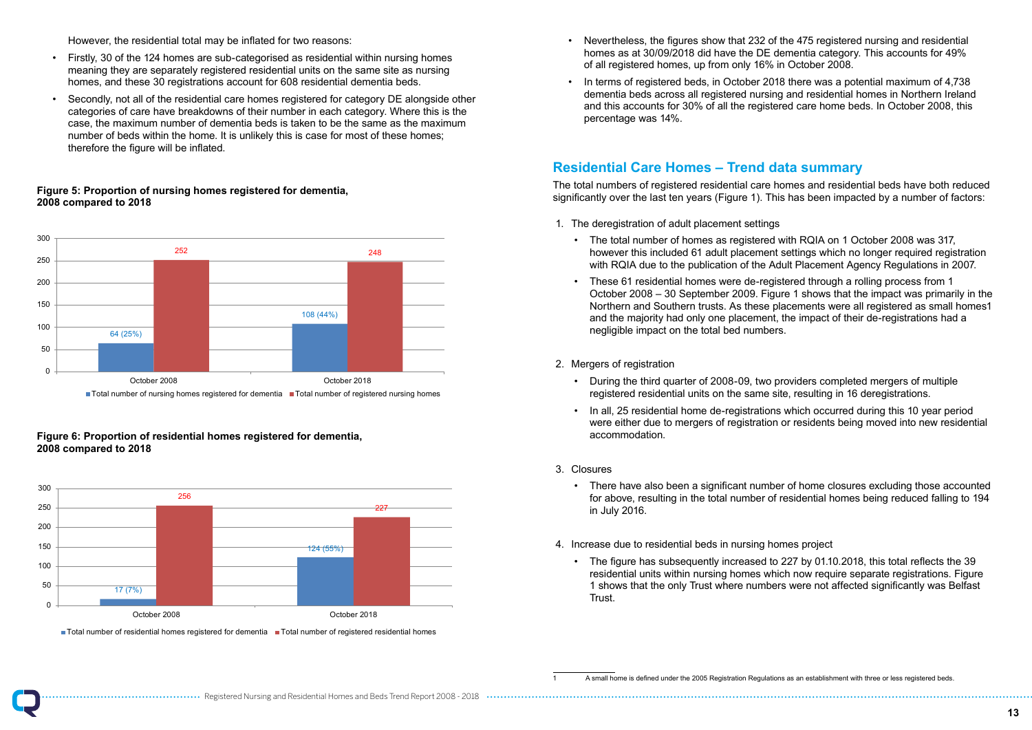However, the residential total may be inflated for two reasons:

- Firstly, 30 of the 124 homes are sub-categorised as residential within nursing homes meaning they are separately registered residential units on the same site as nursing homes, and these 30 registrations account for 608 residential dementia beds.
- Secondly, not all of the residential care homes registered for category DE alongside other categories of care have breakdowns of their number in each category. Where this is the case, the maximum number of dementia beds is taken to be the same as the maximum number of beds within the home. It is unlikely this is case for most of these homes; therefore the figure will be inflated.

**Figure 5: Proportion of nursing homes registered for dementia, 2008 compared to 2018**

| | Total number of nursing homes registered for dementia | Total number of registered nursing homes |
|---|---|---|
| October 2008 | 64 (25%) | 252 |
| October 2018 | 108 (44%) | 248 |

**Figure 6: Proportion of residential homes registered for dementia, 2008 compared to 2018**

| | Total number of residential homes registered for dementia | Total number of registered residential homes |
|---|---|---|
| October 2008 | 17 (7%) | 256 |
| October 2018 | 124 (55%) | 227 |

- Nevertheless, the figures show that 232 of the 475 registered nursing and residential homes as at 30/09/2018 did have the DE dementia category. This accounts for 49% of all registered homes, up from only 16% in October 2008.
- In terms of registered beds, in October 2018 there was a potential maximum of 4,738 dementia beds across all registered nursing and residential homes in Northern Ireland and this accounts for 30% of all the registered care home beds. In October 2008, this percentage was 14%.

## Residential Care Homes – Trend data summary

The total numbers of registered residential care homes and residential beds have both reduced significantly over the last ten years (Figure 1). This has been impacted by a number of factors:

1. The deregistration of adult placement settings
   - The total number of homes as registered with RQIA on 1 October 2008 was 317, however this included 61 adult placement settings which no longer required registration with RQIA due to the publication of the Adult Placement Agency Regulations in 2007.
   - These 61 residential homes were de-registered through a rolling process from 1 October 2008 – 30 September 2009. Figure 1 shows that the impact was primarily in the Northern and Southern trusts. As these placements were all registered as small homes[1] and the majority had only one placement, the impact of their de-registrations had a negligible impact on the total bed numbers.

2. Mergers of registration
   - During the third quarter of 2008-09, two providers completed mergers of multiple registered residential units on the same site, resulting in 16 deregistrations.
   - In all, 25 residential home de-registrations which occurred during this 10 year period were either due to mergers of registration or residents being moved into new residential accommodation.

3. Closures
   - There have also been a significant number of home closures excluding those accounted for above, resulting in the total number of residential homes being reduced falling to 194 in July 2016.

4. Increase due to residential beds in nursing homes project
   - The figure has subsequently increased to 227 by 01.10.2018, this total reflects the 39 residential units within nursing homes which now require separate registrations. Figure 1 shows that the only Trust where numbers were not affected significantly was Belfast Trust.

[1] A small home is defined under the 2005 Registration Regulations as an establishment with three or less registered beds.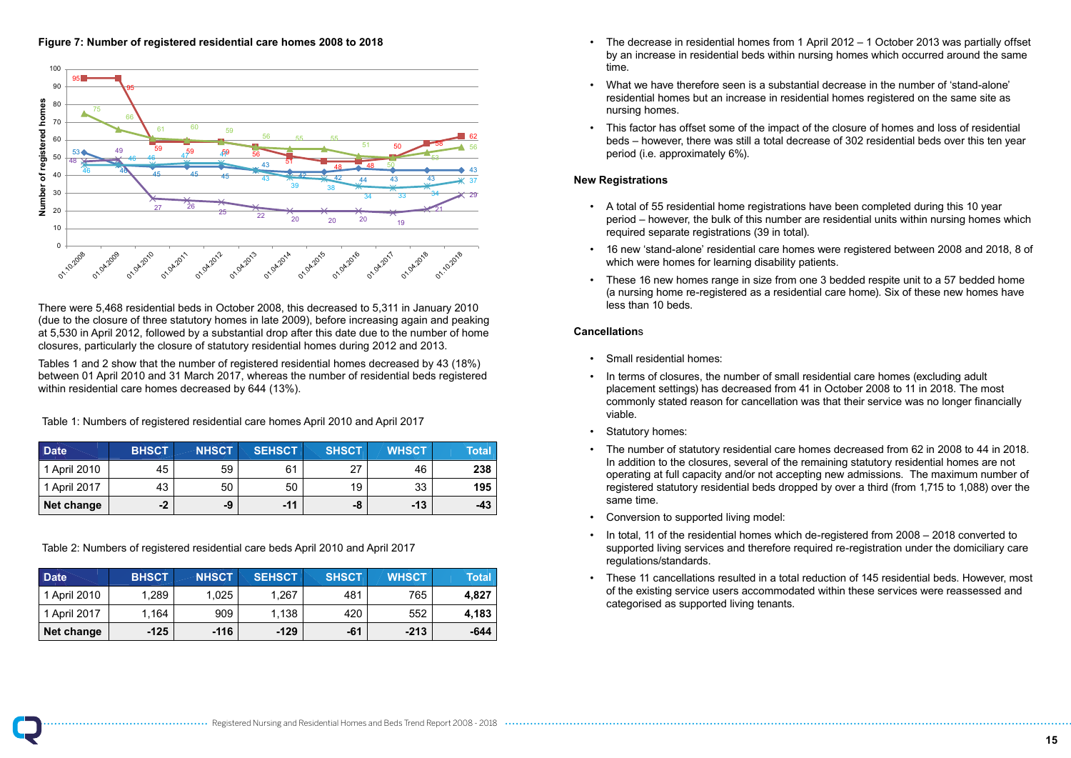**Figure 7: Number of registered residential care homes 2008 to 2018**

There were 5,468 residential beds in October 2008, this decreased to 5,311 in January 2010 (due to the closure of three statutory homes in late 2009), before increasing again and peaking at 5,530 in April 2012, followed by a substantial drop after this date due to the number of home closures, particularly the closure of statutory residential homes during 2012 and 2013.

Tables 1 and 2 show that the number of registered residential homes decreased by 43 (18%) between 01 April 2010 and 31 March 2017, whereas the number of residential beds registered within residential care homes decreased by 644 (13%).

Table 1: Numbers of registered residential care homes April 2010 and April 2017

| Date | BHSCT | NHSCT | SEHSCT | SHSCT | WHSCT | Total |
|---|---|---|---|---|---|---|
| 1 April 2010 | 45 | 59 | 61 | 27 | 46 | **238** |
| 1 April 2017 | 43 | 50 | 50 | 19 | 33 | **195** |
| **Net change** | **-2** | **-9** | **-11** | **-8** | **-13** | **-43** |

Table 2: Numbers of registered residential care beds April 2010 and April 2017

| Date | BHSCT | NHSCT | SEHSCT | SHSCT | WHSCT | Total |
|---|---|---|---|---|---|---|
| 1 April 2010 | 1,289 | 1,025 | 1,267 | 481 | 765 | **4,827** |
| 1 April 2017 | 1,164 | 909 | 1,138 | 420 | 552 | **4,183** |
| **Net change** | **-125** | **-116** | **-129** | **-61** | **-213** | **-644** |

- The decrease in residential homes from 1 April 2012 – 1 October 2013 was partially offset by an increase in residential beds within nursing homes which occurred around the same time.
- What we have therefore seen is a substantial decrease in the number of 'stand-alone' residential homes but an increase in residential homes registered on the same site as nursing homes.
- This factor has offset some of the impact of the closure of homes and loss of residential beds – however, there was still a total decrease of 302 residential beds over this ten year period (i.e. approximately 6%).

**New Registrations**

- A total of 55 residential home registrations have been completed during this 10 year period – however, the bulk of this number are residential units within nursing homes which required separate registrations (39 in total).
- 16 new 'stand-alone' residential care homes were registered between 2008 and 2018, 8 of which were homes for learning disability patients.
- These 16 new homes range in size from one 3 bedded respite unit to a 57 bedded home (a nursing home re-registered as a residential care home). Six of these new homes have less than 10 beds.

**Cancellations**

- Small residential homes:
- In terms of closures, the number of small residential care homes (excluding adult placement settings) has decreased from 41 in October 2008 to 11 in 2018. The most commonly stated reason for cancellation was that their service was no longer financially viable.
- Statutory homes:
- The number of statutory residential care homes decreased from 62 in 2008 to 44 in 2018. In addition to the closures, several of the remaining statutory residential homes are not operating at full capacity and/or not accepting new admissions. The maximum number of registered statutory residential beds dropped by over a third (from 1,715 to 1,088) over the same time.
- Conversion to supported living model:
- In total, 11 of the residential homes which de-registered from 2008 – 2018 converted to supported living services and therefore required re-registration under the domiciliary care regulations/standards.
- These 11 cancellations resulted in a total reduction of 145 residential beds. However, most of the existing service users accommodated within these services were reassessed and categorised as supported living tenants.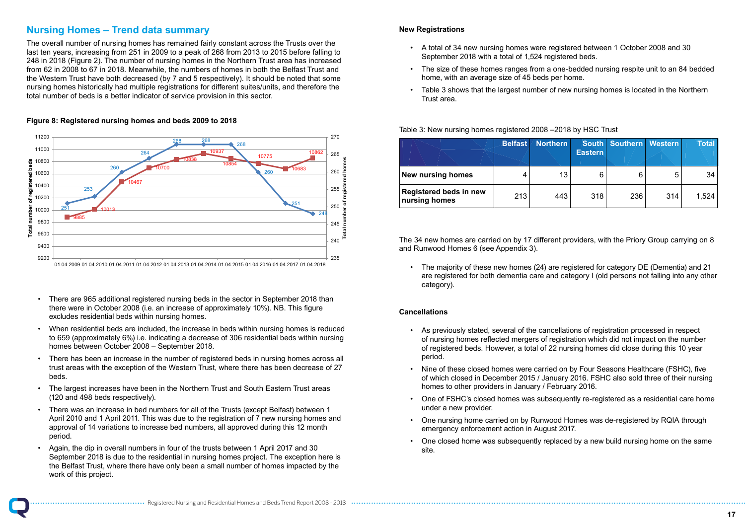## Nursing Homes – Trend data summary

The overall number of nursing homes has remained fairly constant across the Trusts over the last ten years, increasing from 251 in 2009 to a peak of 268 from 2013 to 2015 before falling to 248 in 2018 (Figure 2). The number of nursing homes in the Northern Trust area has increased from 62 in 2008 to 67 in 2018. Meanwhile, the numbers of homes in both the Belfast Trust and the Western Trust have both decreased (by 7 and 5 respectively). It should be noted that some nursing homes historically had multiple registrations for different suites/units, and therefore the total number of beds is a better indicator of service provision in this sector.

**Figure 8: Registered nursing homes and beds 2009 to 2018**

| Date | Total number of registered beds | Total number of registered homes |
|---|---|---|
| 01.04.2009 | 9885 | 251 |
| 01.04.2010 | 10013 | 253 |
| 01.04.2011 | 10467 | 260 |
| 01.04.2012 | 10700 | 264 |
| 01.04.2013 | 10838 | 268 |
| 01.04.2014 | 10937 | 268 |
| 01.04.2015 | 10854 | 268 |
| 01.04.2016 | 10775 | 260 |
| 01.04.2017 | 10683 | 251 |
| 01.04.2018 | 10862 | 248 |

- There are 965 additional registered nursing beds in the sector in September 2018 than there were in October 2008 (i.e. an increase of approximately 10%). NB. This figure excludes residential beds within nursing homes.
- When residential beds are included, the increase in beds within nursing homes is reduced to 659 (approximately 6%) i.e. indicating a decrease of 306 residential beds within nursing homes between October 2008 – September 2018.
- There has been an increase in the number of registered beds in nursing homes across all trust areas with the exception of the Western Trust, where there has been decrease of 27 beds.
- The largest increases have been in the Northern Trust and South Eastern Trust areas (120 and 498 beds respectively).
- There was an increase in bed numbers for all of the Trusts (except Belfast) between 1 April 2010 and 1 April 2011. This was due to the registration of 7 new nursing homes and approval of 14 variations to increase bed numbers, all approved during this 12 month period.
- Again, the dip in overall numbers in four of the trusts between 1 April 2017 and 30 September 2018 is due to the residential in nursing homes project. The exception here is the Belfast Trust, where there have only been a small number of homes impacted by the work of this project.

### New Registrations

- A total of 34 new nursing homes were registered between 1 October 2008 and 30 September 2018 with a total of 1,524 registered beds.
- The size of these homes ranges from a one-bedded nursing respite unit to an 84 bedded home, with an average size of 45 beds per home.
- Table 3 shows that the largest number of new nursing homes is located in the Northern Trust area.

Table 3: New nursing homes registered 2008 –2018 by HSC Trust

| | Belfast | Northern | South Eastern | Southern | Western | Total |
|---|---|---|---|---|---|---|
| **New nursing homes** | 4 | 13 | 6 | 6 | 5 | 34 |
| **Registered beds in new nursing homes** | 213 | 443 | 318 | 236 | 314 | 1,524 |

The 34 new homes are carried on by 17 different providers, with the Priory Group carrying on 8 and Runwood Homes 6 (see Appendix 3).

- The majority of these new homes (24) are registered for category DE (Dementia) and 21 are registered for both dementia care and category I (old persons not falling into any other category).

### Cancellations

- As previously stated, several of the cancellations of registration processed in respect of nursing homes reflected mergers of registration which did not impact on the number of registered beds. However, a total of 22 nursing homes did close during this 10 year period.
- Nine of these closed homes were carried on by Four Seasons Healthcare (FSHC), five of which closed in December 2015 / January 2016. FSHC also sold three of their nursing homes to other providers in January / February 2016.
- One of FSHC's closed homes was subsequently re-registered as a residential care home under a new provider.
- One nursing home carried on by Runwood Homes was de-registered by RQIA through emergency enforcement action in August 2017.
- One closed home was subsequently replaced by a new build nursing home on the same site.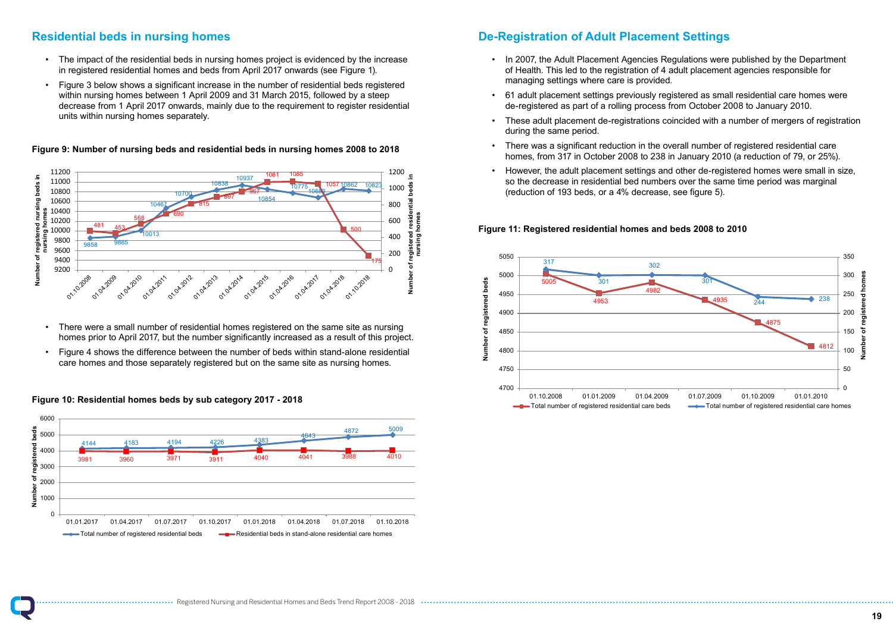## Residential beds in nursing homes

- The impact of the residential beds in nursing homes project is evidenced by the increase in registered residential homes and beds from April 2017 onwards (see Figure 1).
- Figure 3 below shows a significant increase in the number of residential beds registered within nursing homes between 1 April 2009 and 31 March 2015, followed by a steep decrease from 1 April 2017 onwards, mainly due to the requirement to register residential units within nursing homes separately.

**Figure 9: Number of nursing beds and residential beds in nursing homes 2008 to 2018**

- There were a small number of residential homes registered on the same site as nursing homes prior to April 2017, but the number significantly increased as a result of this project.
- Figure 4 shows the difference between the number of beds within stand-alone residential care homes and those separately registered but on the same site as nursing homes.

**Figure 10: Residential homes beds by sub category 2017 - 2018**

## De-Registration of Adult Placement Settings

- In 2007, the Adult Placement Agencies Regulations were published by the Department of Health. This led to the registration of 4 adult placement agencies responsible for managing settings where care is provided.
- 61 adult placement settings previously registered as small residential care homes were de-registered as part of a rolling process from October 2008 to January 2010.
- These adult placement de-registrations coincided with a number of mergers of registration during the same period.
- There was a significant reduction in the overall number of registered residential care homes, from 317 in October 2008 to 238 in January 2010 (a reduction of 79, or 25%).
- However, the adult placement settings and other de-registered homes were small in size, so the decrease in residential bed numbers over the same time period was marginal (reduction of 193 beds, or a 4% decrease, see figure 5).

**Figure 11: Registered residential homes and beds 2008 to 2010**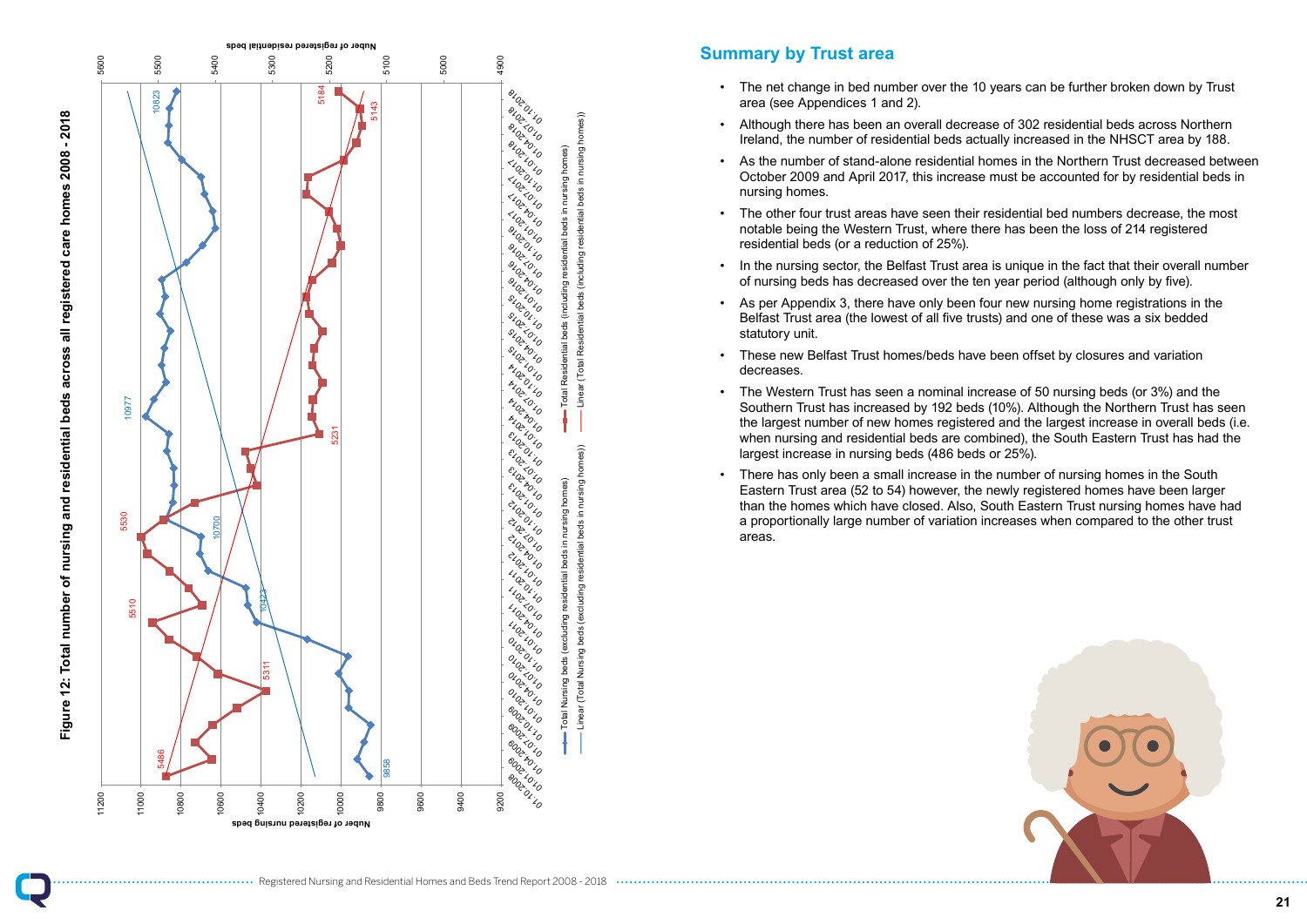**Figure 12: Total number of nursing and residential beds across all registered care homes 2008 - 2018**

## Summary by Trust area

- The net change in bed number over the 10 years can be further broken down by Trust area (see Appendices 1 and 2).
- Although there has been an overall decrease of 302 residential beds across Northern Ireland, the number of residential beds actually increased in the NHSCT area by 188.
- As the number of stand-alone residential homes in the Northern Trust decreased between October 2009 and April 2017, this increase must be accounted for by residential beds in nursing homes.
- The other four trust areas have seen their residential bed numbers decrease, the most notable being the Western Trust, where there has been the loss of 214 registered residential beds (or a reduction of 25%).
- In the nursing sector, the Belfast Trust area is unique in the fact that their overall number of nursing beds has decreased over the ten year period (although only by five).
- As per Appendix 3, there have only been four new nursing home registrations in the Belfast Trust area (the lowest of all five trusts) and one of these was a six bedded statutory unit.
- These new Belfast Trust homes/beds have been offset by closures and variation decreases.
- The Western Trust has seen a nominal increase of 50 nursing beds (or 3%) and the Southern Trust has increased by 192 beds (10%). Although the Northern Trust has seen the largest number of new homes registered and the largest increase in overall beds (i.e. when nursing and residential beds are combined), the South Eastern Trust has had the largest increase in nursing beds (486 beds or 25%).
- There has only been a small increase in the number of nursing homes in the South Eastern Trust area (52 to 54) however, the newly registered homes have been larger than the homes which have closed. Also, South Eastern Trust nursing homes have had a proportionally large number of variation increases when compared to the other trust areas.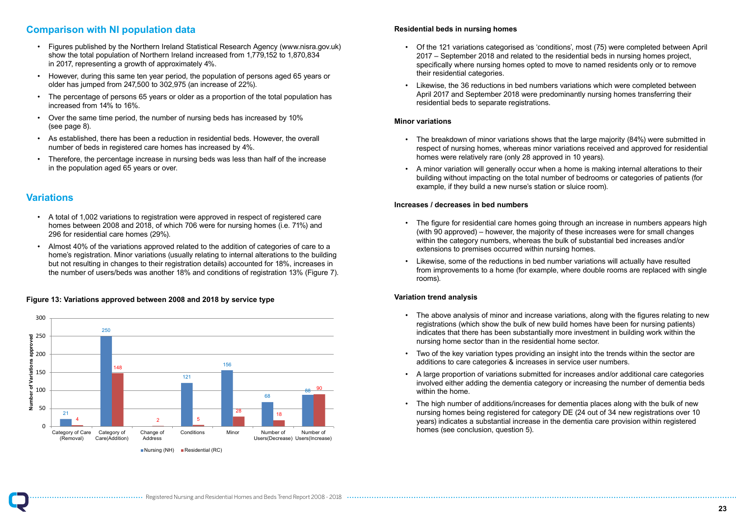## Comparison with NI population data

- Figures published by the Northern Ireland Statistical Research Agency (www.nisra.gov.uk) show the total population of Northern Ireland increased from 1,779,152 to 1,870,834 in 2017, representing a growth of approximately 4%.
- However, during this same ten year period, the population of persons aged 65 years or older has jumped from 247,500 to 302,975 (an increase of 22%).
- The percentage of persons 65 years or older as a proportion of the total population has increased from 14% to 16%.
- Over the same time period, the number of nursing beds has increased by 10% (see page 8).
- As established, there has been a reduction in residential beds. However, the overall number of beds in registered care homes has increased by 4%.
- Therefore, the percentage increase in nursing beds was less than half of the increase in the population aged 65 years or over.

## Variations

- A total of 1,002 variations to registration were approved in respect of registered care homes between 2008 and 2018, of which 706 were for nursing homes (i.e. 71%) and 296 for residential care homes (29%).
- Almost 40% of the variations approved related to the addition of categories of care to a home's registration. Minor variations (usually relating to internal alterations to the building but not resulting in changes to their registration details) accounted for 18%, increases in the number of users/beds was another 18% and conditions of registration 13% (Figure 7).

**Figure 13: Variations approved between 2008 and 2018 by service type**

| Variation type | Nursing (NH) | Residential (RC) |
|---|---|---|
| Category of Care (Removal) | 21 | 4 |
| Category of Care(Addition) | 250 | 148 |
| Change of Address | | 2 |
| Conditions | 121 | 5 |
| Minor | 156 | 28 |
| Number of Users(Decrease) | 68 | 18 |
| Number of Users(Increase) | 88 | 90 |

### Residential beds in nursing homes

- Of the 121 variations categorised as 'conditions', most (75) were completed between April 2017 – September 2018 and related to the residential beds in nursing homes project, specifically where nursing homes opted to move to named residents only or to remove their residential categories.
- Likewise, the 36 reductions in bed numbers variations which were completed between April 2017 and September 2018 were predominantly nursing homes transferring their residential beds to separate registrations.

### Minor variations

- The breakdown of minor variations shows that the large majority (84%) were submitted in respect of nursing homes, whereas minor variations received and approved for residential homes were relatively rare (only 28 approved in 10 years).
- A minor variation will generally occur when a home is making internal alterations to their building without impacting on the total number of bedrooms or categories of patients (for example, if they build a new nurse's station or sluice room).

### Increases / decreases in bed numbers

- The figure for residential care homes going through an increase in numbers appears high (with 90 approved) – however, the majority of these increases were for small changes within the category numbers, whereas the bulk of substantial bed increases and/or extensions to premises occurred within nursing homes.
- Likewise, some of the reductions in bed number variations will actually have resulted from improvements to a home (for example, where double rooms are replaced with single rooms).

### Variation trend analysis

- The above analysis of minor and increase variations, along with the figures relating to new registrations (which show the bulk of new build homes have been for nursing patients) indicates that there has been substantially more investment in building work within the nursing home sector than in the residential home sector.
- Two of the key variation types providing an insight into the trends within the sector are additions to care categories & increases in service user numbers.
- A large proportion of variations submitted for increases and/or additional care categories involved either adding the dementia category or increasing the number of dementia beds within the home.
- The high number of additions/increases for dementia places along with the bulk of new nursing homes being registered for category DE (24 out of 34 new registrations over 10 years) indicates a substantial increase in the dementia care provision within registered homes (see conclusion, question 5).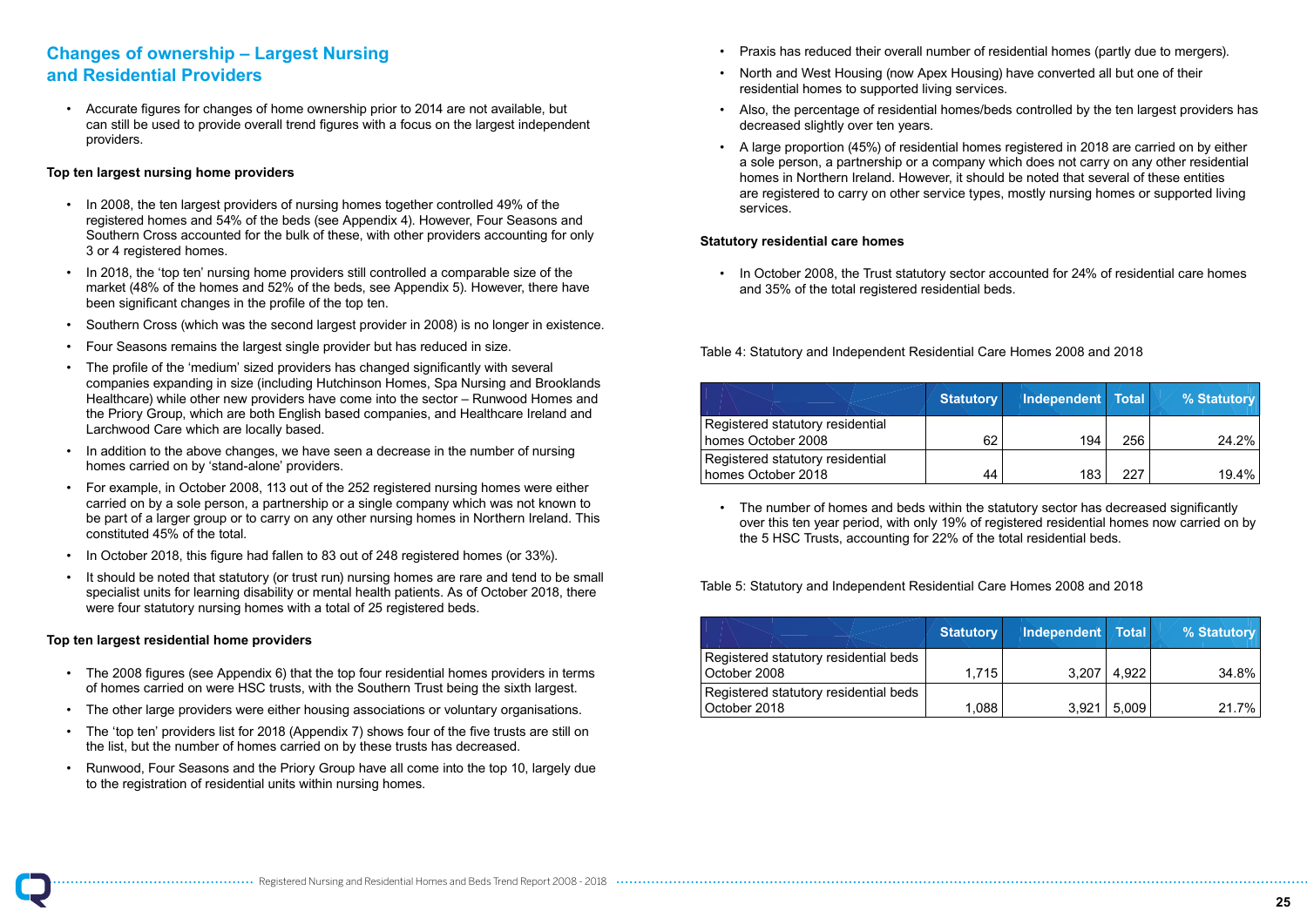## Changes of ownership – Largest Nursing and Residential Providers

- Accurate figures for changes of home ownership prior to 2014 are not available, but can still be used to provide overall trend figures with a focus on the largest independent providers.

**Top ten largest nursing home providers**

- In 2008, the ten largest providers of nursing homes together controlled 49% of the registered homes and 54% of the beds (see Appendix 4). However, Four Seasons and Southern Cross accounted for the bulk of these, with other providers accounting for only 3 or 4 registered homes.
- In 2018, the 'top ten' nursing home providers still controlled a comparable size of the market (48% of the homes and 52% of the beds, see Appendix 5). However, there have been significant changes in the profile of the top ten.
- Southern Cross (which was the second largest provider in 2008) is no longer in existence.
- Four Seasons remains the largest single provider but has reduced in size.
- The profile of the 'medium' sized providers has changed significantly with several companies expanding in size (including Hutchinson Homes, Spa Nursing and Brooklands Healthcare) while other new providers have come into the sector – Runwood Homes and the Priory Group, which are both English based companies, and Healthcare Ireland and Larchwood Care which are locally based.
- In addition to the above changes, we have seen a decrease in the number of nursing homes carried on by 'stand-alone' providers.
- For example, in October 2008, 113 out of the 252 registered nursing homes were either carried on by a sole person, a partnership or a single company which was not known to be part of a larger group or to carry on any other nursing homes in Northern Ireland. This constituted 45% of the total.
- In October 2018, this figure had fallen to 83 out of 248 registered homes (or 33%).
- It should be noted that statutory (or trust run) nursing homes are rare and tend to be small specialist units for learning disability or mental health patients. As of October 2018, there were four statutory nursing homes with a total of 25 registered beds.

**Top ten largest residential home providers**

- The 2008 figures (see Appendix 6) that the top four residential homes providers in terms of homes carried on were HSC trusts, with the Southern Trust being the sixth largest.
- The other large providers were either housing associations or voluntary organisations.
- The 'top ten' providers list for 2018 (Appendix 7) shows four of the five trusts are still on the list, but the number of homes carried on by these trusts has decreased.
- Runwood, Four Seasons and the Priory Group have all come into the top 10, largely due to the registration of residential units within nursing homes.
- Praxis has reduced their overall number of residential homes (partly due to mergers).
- North and West Housing (now Apex Housing) have converted all but one of their residential homes to supported living services.
- Also, the percentage of residential homes/beds controlled by the ten largest providers has decreased slightly over ten years.
- A large proportion (45%) of residential homes registered in 2018 are carried on by either a sole person, a partnership or a company which does not carry on any other residential homes in Northern Ireland. However, it should be noted that several of these entities are registered to carry on other service types, mostly nursing homes or supported living services.

**Statutory residential care homes**

- In October 2008, the Trust statutory sector accounted for 24% of residential care homes and 35% of the total registered residential beds.

Table 4: Statutory and Independent Residential Care Homes 2008 and 2018

| | Statutory | Independent | Total | % Statutory |
|---|---|---|---|---|
| Registered statutory residential homes October 2008 | 62 | 194 | 256 | 24.2% |
| Registered statutory residential homes October 2018 | 44 | 183 | 227 | 19.4% |

- The number of homes and beds within the statutory sector has decreased significantly over this ten year period, with only 19% of registered residential homes now carried on by the 5 HSC Trusts, accounting for 22% of the total residential beds.

Table 5: Statutory and Independent Residential Care Homes 2008 and 2018

| | Statutory | Independent | Total | % Statutory |
|---|---|---|---|---|
| Registered statutory residential beds October 2008 | 1,715 | 3,207 | 4,922 | 34.8% |
| Registered statutory residential beds October 2018 | 1,088 | 3,921 | 5,009 | 21.7% |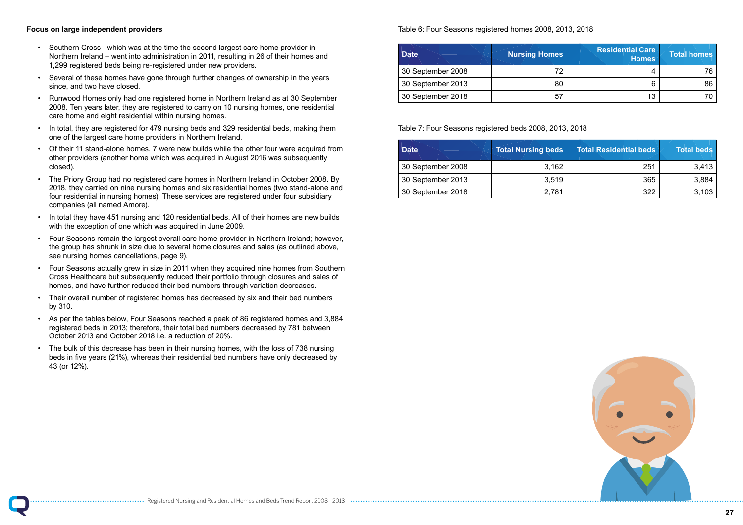**Focus on large independent providers**

- Southern Cross– which was at the time the second largest care home provider in Northern Ireland – went into administration in 2011, resulting in 26 of their homes and 1,299 registered beds being re-registered under new providers.
- Several of these homes have gone through further changes of ownership in the years since, and two have closed.
- Runwood Homes only had one registered home in Northern Ireland as at 30 September 2008. Ten years later, they are registered to carry on 10 nursing homes, one residential care home and eight residential within nursing homes.
- In total, they are registered for 479 nursing beds and 329 residential beds, making them one of the largest care home providers in Northern Ireland.
- Of their 11 stand-alone homes, 7 were new builds while the other four were acquired from other providers (another home which was acquired in August 2016 was subsequently closed).
- The Priory Group had no registered care homes in Northern Ireland in October 2008. By 2018, they carried on nine nursing homes and six residential homes (two stand-alone and four residential in nursing homes). These services are registered under four subsidiary companies (all named Amore).
- In total they have 451 nursing and 120 residential beds. All of their homes are new builds with the exception of one which was acquired in June 2009.
- Four Seasons remain the largest overall care home provider in Northern Ireland; however, the group has shrunk in size due to several home closures and sales (as outlined above, see nursing homes cancellations, page 9).
- Four Seasons actually grew in size in 2011 when they acquired nine homes from Southern Cross Healthcare but subsequently reduced their portfolio through closures and sales of homes, and have further reduced their bed numbers through variation decreases.
- Their overall number of registered homes has decreased by six and their bed numbers by 310.
- As per the tables below, Four Seasons reached a peak of 86 registered homes and 3,884 registered beds in 2013; therefore, their total bed numbers decreased by 781 between October 2013 and October 2018 i.e. a reduction of 20%.
- The bulk of this decrease has been in their nursing homes, with the loss of 738 nursing beds in five years (21%), whereas their residential bed numbers have only decreased by 43 (or 12%).

Table 6: Four Seasons registered homes 2008, 2013, 2018

| Date | Nursing Homes | Residential Care Homes | Total homes |
|---|---|---|---|
| 30 September 2008 | 72 | 4 | 76 |
| 30 September 2013 | 80 | 6 | 86 |
| 30 September 2018 | 57 | 13 | 70 |

Table 7: Four Seasons registered beds 2008, 2013, 2018

| Date | Total Nursing beds | Total Residential beds | Total beds |
|---|---|---|---|
| 30 September 2008 | 3,162 | 251 | 3,413 |
| 30 September 2013 | 3,519 | 365 | 3,884 |
| 30 September 2018 | 2,781 | 322 | 3,103 |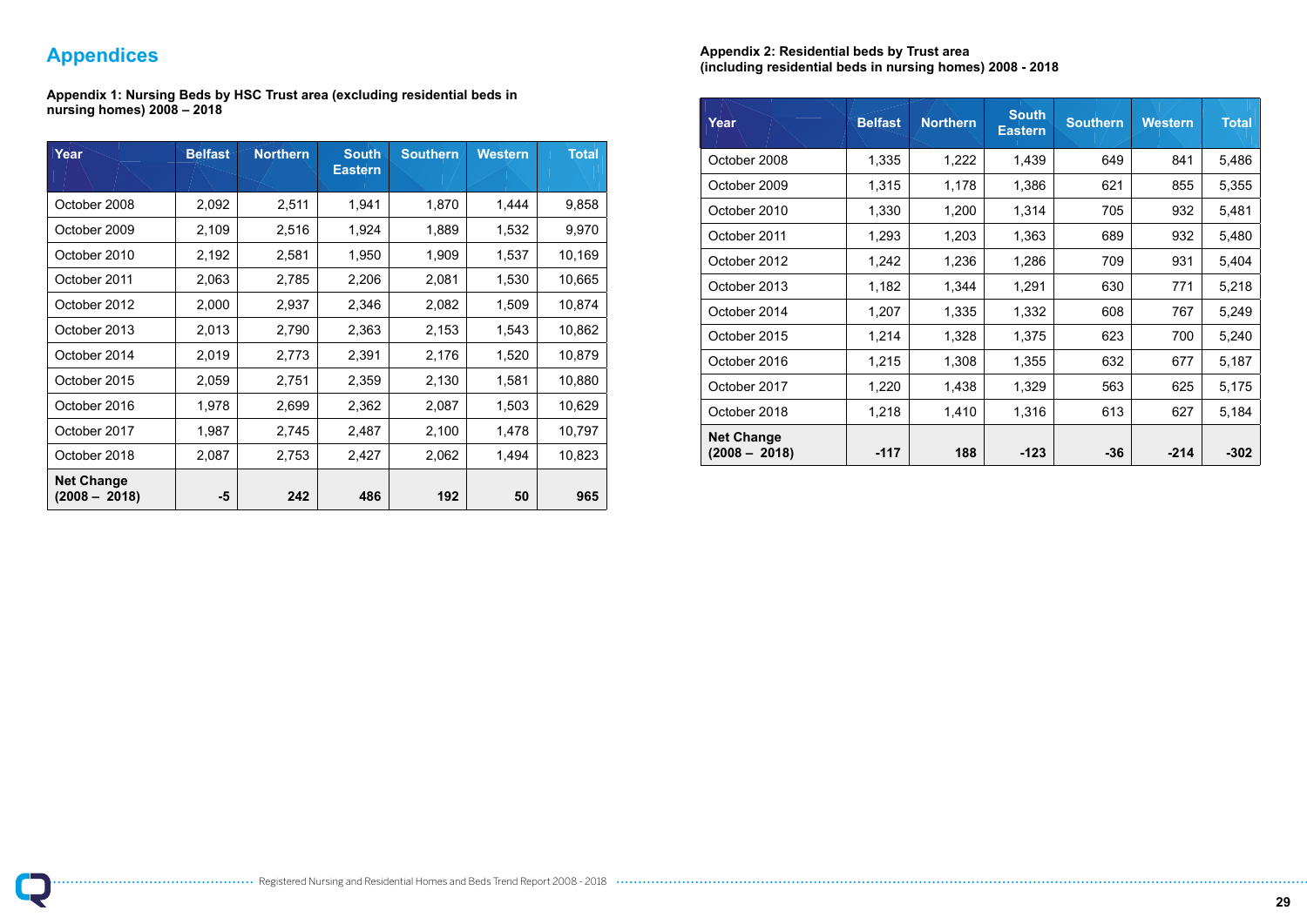# Appendices

**Appendix 1: Nursing Beds by HSC Trust area (excluding residential beds in nursing homes) 2008 – 2018**

| Year | Belfast | Northern | South Eastern | Southern | Western | Total |
|---|---|---|---|---|---|---|
| October 2008 | 2,092 | 2,511 | 1,941 | 1,870 | 1,444 | 9,858 |
| October 2009 | 2,109 | 2,516 | 1,924 | 1,889 | 1,532 | 9,970 |
| October 2010 | 2,192 | 2,581 | 1,950 | 1,909 | 1,537 | 10,169 |
| October 2011 | 2,063 | 2,785 | 2,206 | 2,081 | 1,530 | 10,665 |
| October 2012 | 2,000 | 2,937 | 2,346 | 2,082 | 1,509 | 10,874 |
| October 2013 | 2,013 | 2,790 | 2,363 | 2,153 | 1,543 | 10,862 |
| October 2014 | 2,019 | 2,773 | 2,391 | 2,176 | 1,520 | 10,879 |
| October 2015 | 2,059 | 2,751 | 2,359 | 2,130 | 1,581 | 10,880 |
| October 2016 | 1,978 | 2,699 | 2,362 | 2,087 | 1,503 | 10,629 |
| October 2017 | 1,987 | 2,745 | 2,487 | 2,100 | 1,478 | 10,797 |
| October 2018 | 2,087 | 2,753 | 2,427 | 2,062 | 1,494 | 10,823 |
| **Net Change (2008 – 2018)** | **-5** | **242** | **486** | **192** | **50** | **965** |

**Appendix 2: Residential beds by Trust area (including residential beds in nursing homes) 2008 - 2018**

| Year | Belfast | Northern | South Eastern | Southern | Western | Total |
|---|---|---|---|---|---|---|
| October 2008 | 1,335 | 1,222 | 1,439 | 649 | 841 | 5,486 |
| October 2009 | 1,315 | 1,178 | 1,386 | 621 | 855 | 5,355 |
| October 2010 | 1,330 | 1,200 | 1,314 | 705 | 932 | 5,481 |
| October 2011 | 1,293 | 1,203 | 1,363 | 689 | 932 | 5,480 |
| October 2012 | 1,242 | 1,236 | 1,286 | 709 | 931 | 5,404 |
| October 2013 | 1,182 | 1,344 | 1,291 | 630 | 771 | 5,218 |
| October 2014 | 1,207 | 1,335 | 1,332 | 608 | 767 | 5,249 |
| October 2015 | 1,214 | 1,328 | 1,375 | 623 | 700 | 5,240 |
| October 2016 | 1,215 | 1,308 | 1,355 | 632 | 677 | 5,187 |
| October 2017 | 1,220 | 1,438 | 1,329 | 563 | 625 | 5,175 |
| October 2018 | 1,218 | 1,410 | 1,316 | 613 | 627 | 5,184 |
| **Net Change (2008 – 2018)** | **-117** | **188** | **-123** | **-36** | **-214** | **-302** |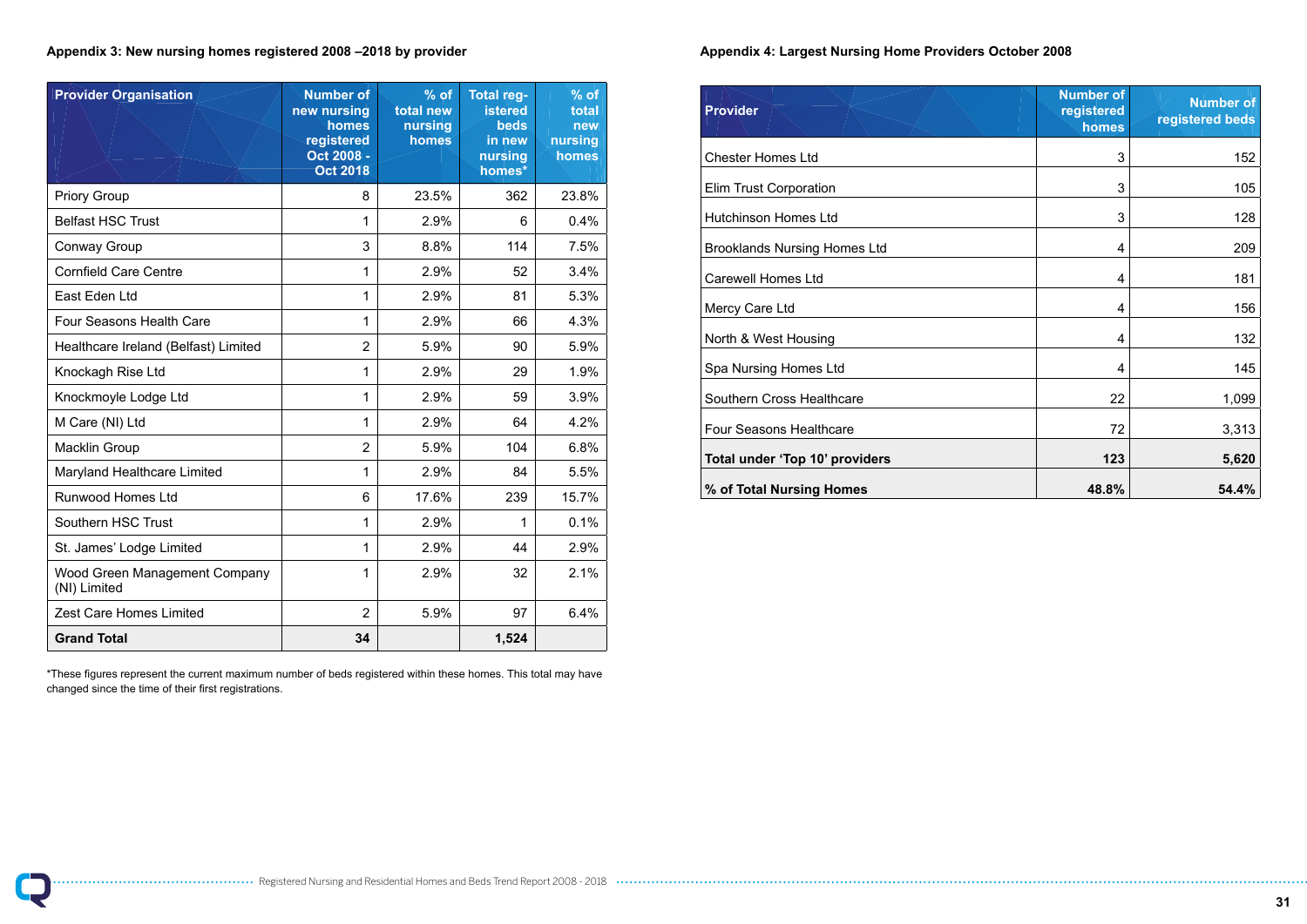### Appendix 3: New nursing homes registered 2008 –2018 by provider

| Provider Organisation | Number of new nursing homes registered Oct 2008 - Oct 2018 | % of total new nursing homes | Total registered beds in new nursing homes* | % of total new nursing homes |
|---|---|---|---|---|
| Priory Group | 8 | 23.5% | 362 | 23.8% |
| Belfast HSC Trust | 1 | 2.9% | 6 | 0.4% |
| Conway Group | 3 | 8.8% | 114 | 7.5% |
| Cornfield Care Centre | 1 | 2.9% | 52 | 3.4% |
| East Eden Ltd | 1 | 2.9% | 81 | 5.3% |
| Four Seasons Health Care | 1 | 2.9% | 66 | 4.3% |
| Healthcare Ireland (Belfast) Limited | 2 | 5.9% | 90 | 5.9% |
| Knockagh Rise Ltd | 1 | 2.9% | 29 | 1.9% |
| Knockmoyle Lodge Ltd | 1 | 2.9% | 59 | 3.9% |
| M Care (NI) Ltd | 1 | 2.9% | 64 | 4.2% |
| Macklin Group | 2 | 5.9% | 104 | 6.8% |
| Maryland Healthcare Limited | 1 | 2.9% | 84 | 5.5% |
| Runwood Homes Ltd | 6 | 17.6% | 239 | 15.7% |
| Southern HSC Trust | 1 | 2.9% | 1 | 0.1% |
| St. James' Lodge Limited | 1 | 2.9% | 44 | 2.9% |
| Wood Green Management Company (NI) Limited | 1 | 2.9% | 32 | 2.1% |
| Zest Care Homes Limited | 2 | 5.9% | 97 | 6.4% |
| **Grand Total** | **34** | | **1,524** | |

*These figures represent the current maximum number of beds registered within these homes. This total may have changed since the time of their first registrations.

### Appendix 4: Largest Nursing Home Providers October 2008

| Provider | Number of registered homes | Number of registered beds |
|---|---|---|
| Chester Homes Ltd | 3 | 152 |
| Elim Trust Corporation | 3 | 105 |
| Hutchinson Homes Ltd | 3 | 128 |
| Brooklands Nursing Homes Ltd | 4 | 209 |
| Carewell Homes Ltd | 4 | 181 |
| Mercy Care Ltd | 4 | 156 |
| North & West Housing | 4 | 132 |
| Spa Nursing Homes Ltd | 4 | 145 |
| Southern Cross Healthcare | 22 | 1,099 |
| Four Seasons Healthcare | 72 | 3,313 |
| **Total under 'Top 10' providers** | **123** | **5,620** |
| **% of Total Nursing Homes** | **48.8%** | **54.4%** |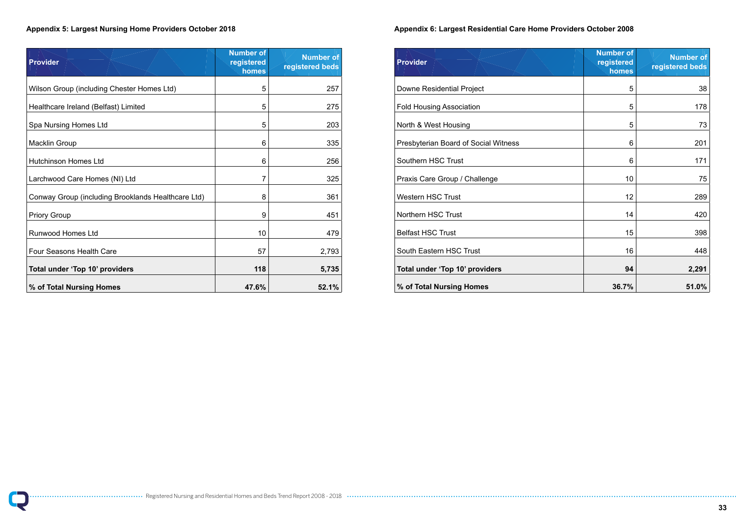### Appendix 5: Largest Nursing Home Providers October 2018

| Provider | Number of registered homes | Number of registered beds |
|---|---|---|
| Wilson Group (including Chester Homes Ltd) | 5 | 257 |
| Healthcare Ireland (Belfast) Limited | 5 | 275 |
| Spa Nursing Homes Ltd | 5 | 203 |
| Macklin Group | 6 | 335 |
| Hutchinson Homes Ltd | 6 | 256 |
| Larchwood Care Homes (NI) Ltd | 7 | 325 |
| Conway Group (including Brooklands Healthcare Ltd) | 8 | 361 |
| Priory Group | 9 | 451 |
| Runwood Homes Ltd | 10 | 479 |
| Four Seasons Health Care | 57 | 2,793 |
| **Total under 'Top 10' providers** | **118** | **5,735** |
| **% of Total Nursing Homes** | **47.6%** | **52.1%** |

### Appendix 6: Largest Residential Care Home Providers October 2008

| Provider | Number of registered homes | Number of registered beds |
|---|---|---|
| Downe Residential Project | 5 | 38 |
| Fold Housing Association | 5 | 178 |
| North & West Housing | 5 | 73 |
| Presbyterian Board of Social Witness | 6 | 201 |
| Southern HSC Trust | 6 | 171 |
| Praxis Care Group / Challenge | 10 | 75 |
| Western HSC Trust | 12 | 289 |
| Northern HSC Trust | 14 | 420 |
| Belfast HSC Trust | 15 | 398 |
| South Eastern HSC Trust | 16 | 448 |
| **Total under 'Top 10' providers** | **94** | **2,291** |
| **% of Total Nursing Homes** | **36.7%** | **51.0%** |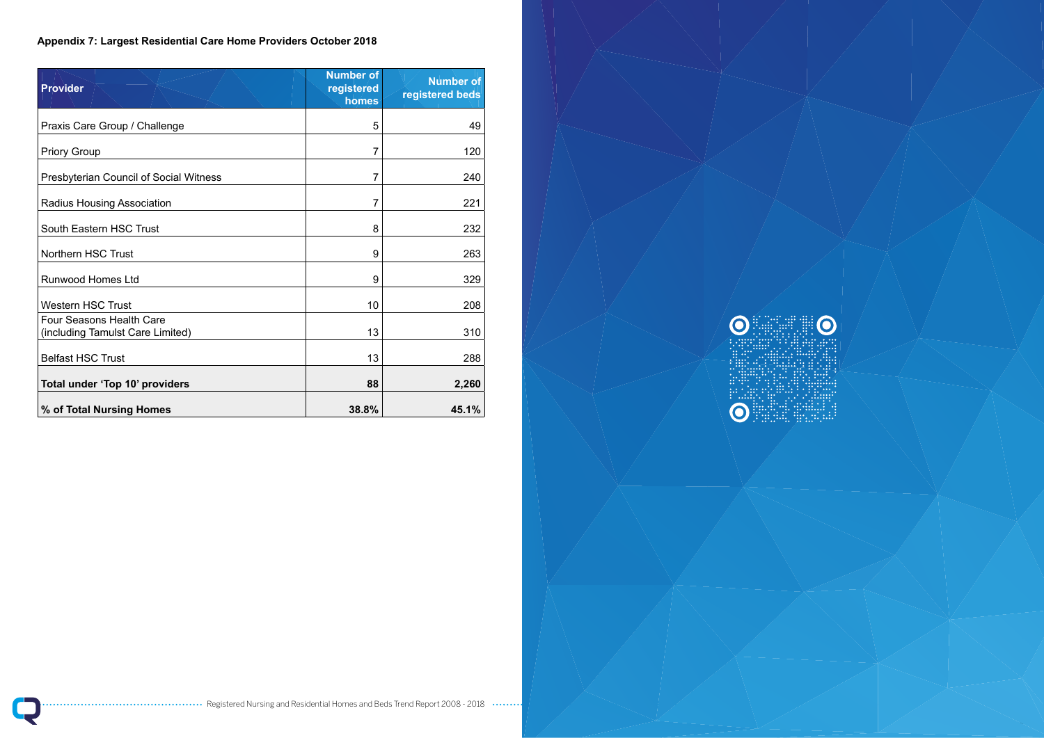### Appendix 7: Largest Residential Care Home Providers October 2018

| Provider | Number of registered homes | Number of registered beds |
|---|---:|---:|
| Praxis Care Group / Challenge | 5 | 49 |
| Priory Group | 7 | 120 |
| Presbyterian Council of Social Witness | 7 | 240 |
| Radius Housing Association | 7 | 221 |
| South Eastern HSC Trust | 8 | 232 |
| Northern HSC Trust | 9 | 263 |
| Runwood Homes Ltd | 9 | 329 |
| Western HSC Trust | 10 | 208 |
| Four Seasons Health Care (including Tamulst Care Limited) | 13 | 310 |
| Belfast HSC Trust | 13 | 288 |
| **Total under 'Top 10' providers** | **88** | **2,260** |
| **% of Total Nursing Homes** | **38.8%** | **45.1%** |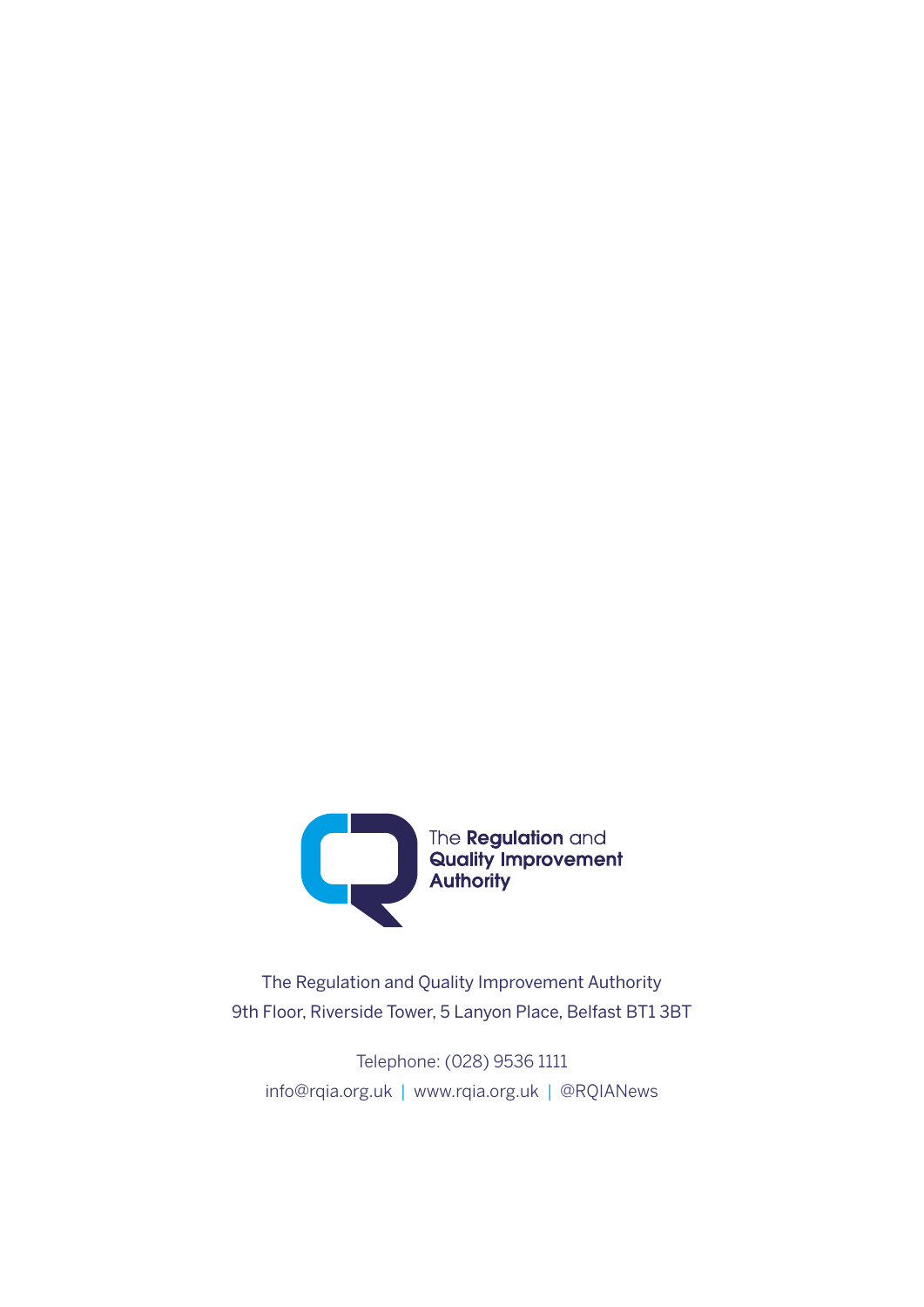The Regulation and Quality Improvement Authority

The Regulation and Quality Improvement Authority
9th Floor, Riverside Tower, 5 Lanyon Place, Belfast BT1 3BT

Telephone: (028) 9536 1111
info@rqia.org.uk | www.rqia.org.uk | @RQIANews